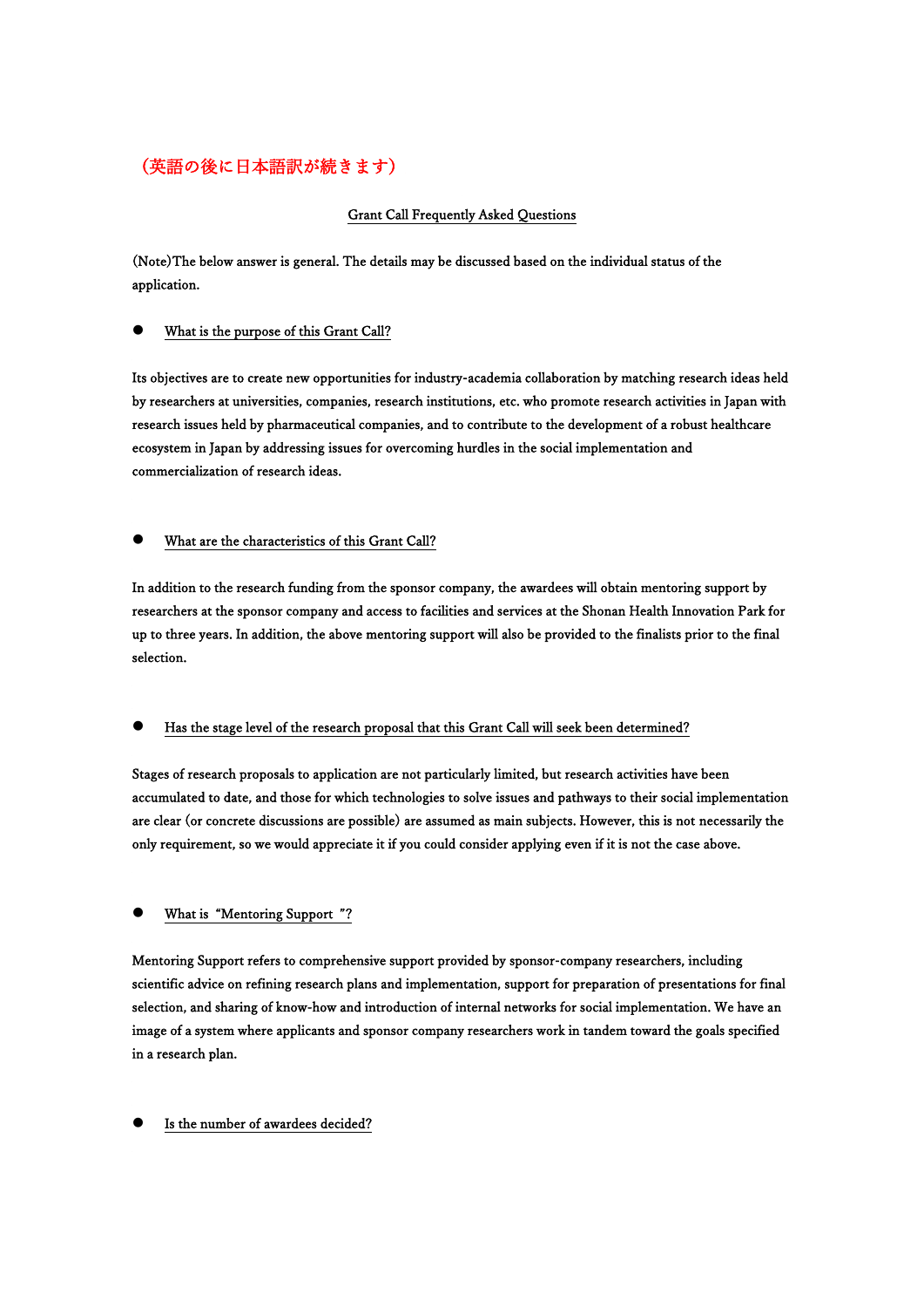（英語の後に日本語訳が続きます）

# Grant Call Frequently Asked Questions

(Note)The below answer is general. The details may be discussed based on the individual status of the application.

- What is the purpose of this Grant Call?

Its objectives are to create new opportunities for industry-academia collaboration by matching research ideas held by researchers at universities, companies, research institutions, etc. who promote research activities in Japan with research issues held by pharmaceutical companies, and to contribute to the development of a robust healthcare ecosystem in Japan by addressing issues for overcoming hurdles in the social implementation and commercialization of research ideas.

- What are the characteristics of this Grant Call?

In addition to the research funding from the sponsor company, the awardees will obtain mentoring support by researchers at the sponsor company and access to facilities and services at the Shonan Health Innovation Park for up to three years. In addition, the above mentoring support will also be provided to the finalists prior to the final selection.

- Has the stage level of the research proposal that this Grant Call will seek been determined?

Stages of research proposals to application are not particularly limited, but research activities have been accumulated to date, and those for which technologies to solve issues and pathways to their social implementation are clear (or concrete discussions are possible) are assumed as main subjects. However, this is not necessarily the only requirement, so we would appreciate it if you could consider applying even if it is not the case above.

- What is "Mentoring Support"?

Mentoring Support refers to comprehensive support provided by sponsor-company researchers, including scientific advice on refining research plans and implementation, support for preparation of presentations for final selection, and sharing of know-how and introduction of internal networks for social implementation. We have an image of a system where applicants and sponsor company researchers work in tandem toward the goals specified in a research plan.

- Is the number of awardees decided?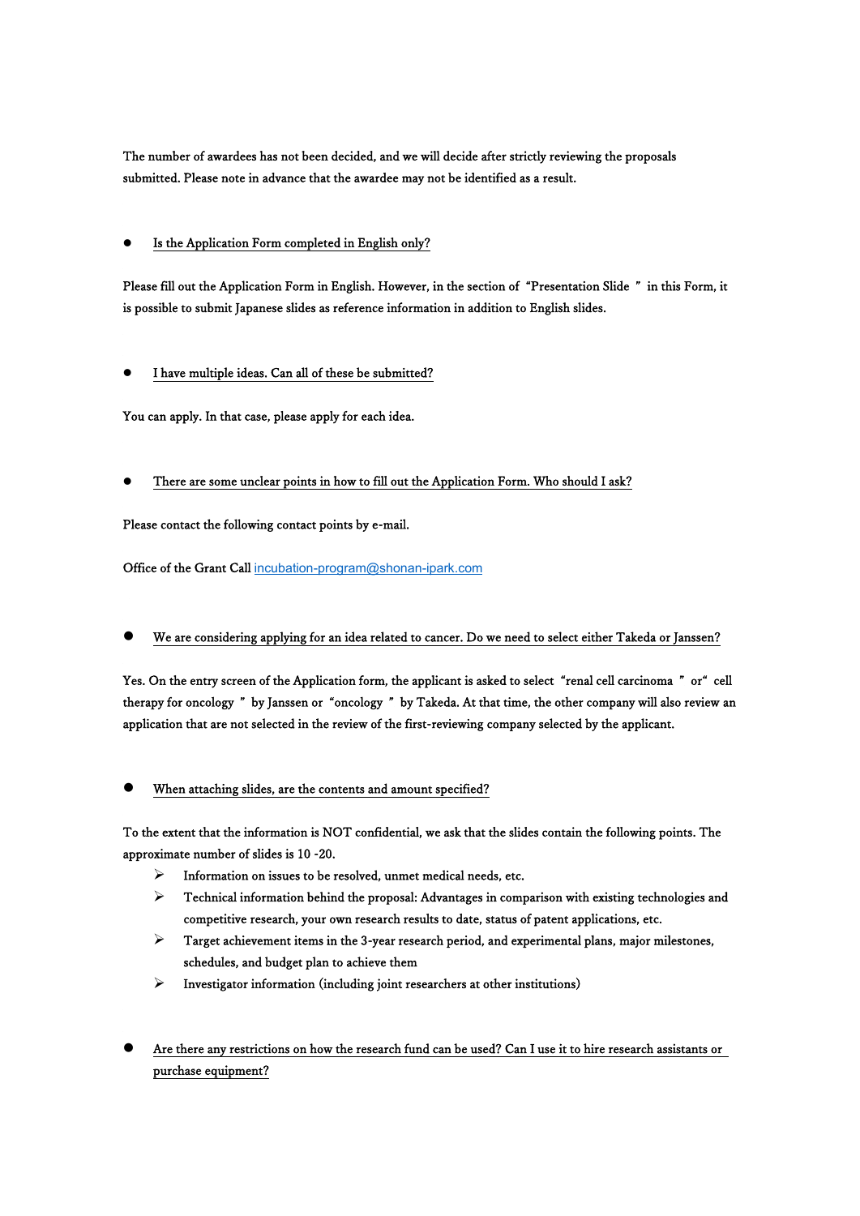The number of awardees has not been decided, and we will decide after strictly reviewing the proposals submitted. Please note in advance that the awardee may not be identified as a result.

- Is the Application Form completed in English only?

Please fill out the Application Form in English. However, in the section of "Presentation Slide" in this Form, it is possible to submit Japanese slides as reference information in addition to English slides.

- I have multiple ideas. Can all of these be submitted?

You can apply. In that case, please apply for each idea.

- There are some unclear points in how to fill out the Application Form. Who should I ask?

Please contact the following contact points by e-mail.

Office of the Grant Call incubation-program@shonan-ipark.com

- We are considering applying for an idea related to cancer. Do we need to select either Takeda or Janssen?

Yes. On the entry screen of the Application form, the applicant is asked to select "renal cell carcinoma" or "cell therapy for oncology" by Janssen or "oncology" by Takeda. At that time, the other company will also review an application that are not selected in the review of the first-reviewing company selected by the applicant.

- When attaching slides, are the contents and amount specified?

To the extent that the information is NOT confidential, we ask that the slides contain the following points. The approximate number of slides is 10 -20.

- Information on issues to be resolved, unmet medical needs, etc.
- Technical information behind the proposal: Advantages in comparison with existing technologies and competitive research, your own research results to date, status of patent applications, etc.
- Target achievement items in the 3-year research period, and experimental plans, major milestones, schedules, and budget plan to achieve them
- Investigator information (including joint researchers at other institutions)

- Are there any restrictions on how the research fund can be used? Can I use it to hire research assistants or purchase equipment?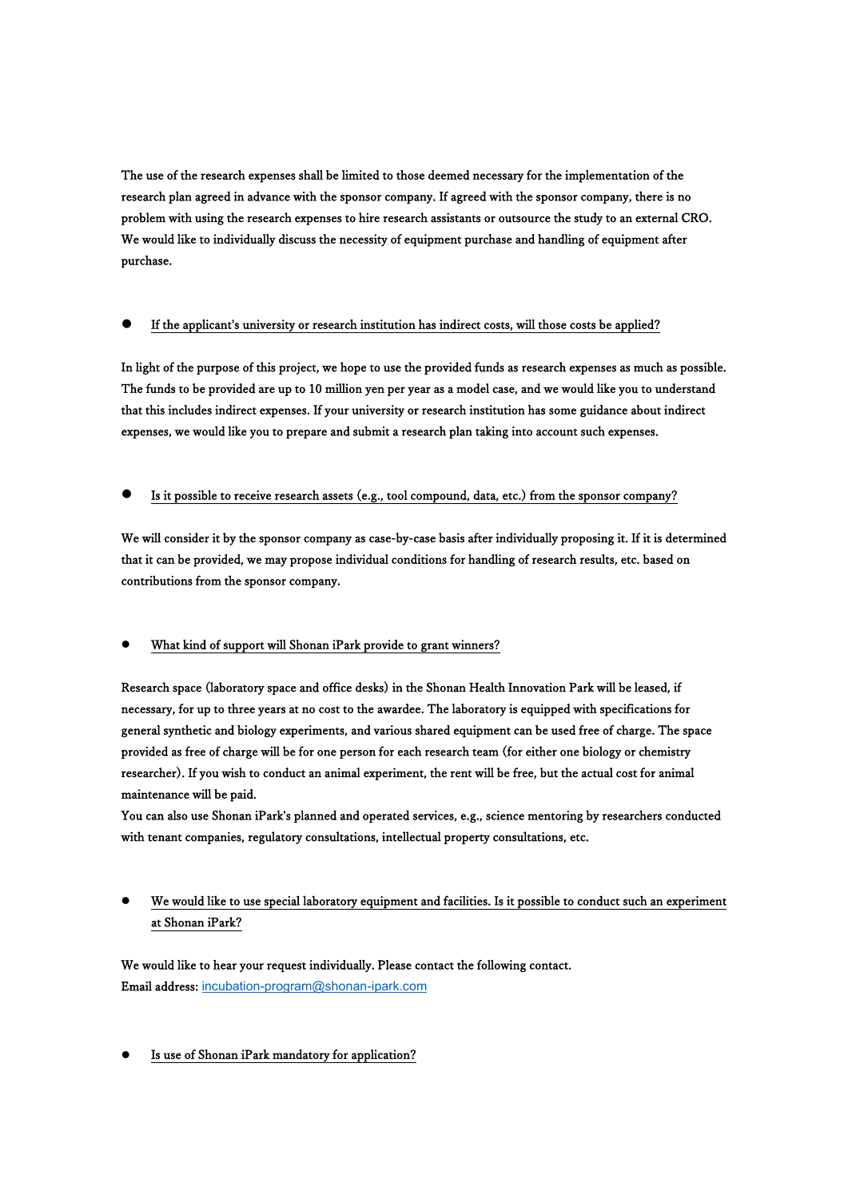The use of the research expenses shall be limited to those deemed necessary for the implementation of the research plan agreed in advance with the sponsor company. If agreed with the sponsor company, there is no problem with using the research expenses to hire research assistants or outsource the study to an external CRO. We would like to individually discuss the necessity of equipment purchase and handling of equipment after purchase.

- <u>If the applicant's university or research institution has indirect costs, will those costs be applied?</u>

In light of the purpose of this project, we hope to use the provided funds as research expenses as much as possible. The funds to be provided are up to 10 million yen per year as a model case, and we would like you to understand that this includes indirect expenses. If your university or research institution has some guidance about indirect expenses, we would like you to prepare and submit a research plan taking into account such expenses.

- <u>Is it possible to receive research assets (e.g., tool compound, data, etc.) from the sponsor company?</u>

We will consider it by the sponsor company as case-by-case basis after individually proposing it. If it is determined that it can be provided, we may propose individual conditions for handling of research results, etc. based on contributions from the sponsor company.

- <u>What kind of support will Shonan iPark provide to grant winners?</u>

Research space (laboratory space and office desks) in the Shonan Health Innovation Park will be leased, if necessary, for up to three years at no cost to the awardee. The laboratory is equipped with specifications for general synthetic and biology experiments, and various shared equipment can be used free of charge. The space provided as free of charge will be for one person for each research team (for either one biology or chemistry researcher). If you wish to conduct an animal experiment, the rent will be free, but the actual cost for animal maintenance will be paid.
You can also use Shonan iPark's planned and operated services, e.g., science mentoring by researchers conducted with tenant companies, regulatory consultations, intellectual property consultations, etc.

- <u>We would like to use special laboratory equipment and facilities. Is it possible to conduct such an experiment at Shonan iPark?</u>

We would like to hear your request individually. Please contact the following contact.
Email address: incubation-program@shonan-ipark.com

- <u>Is use of Shonan iPark mandatory for application?</u>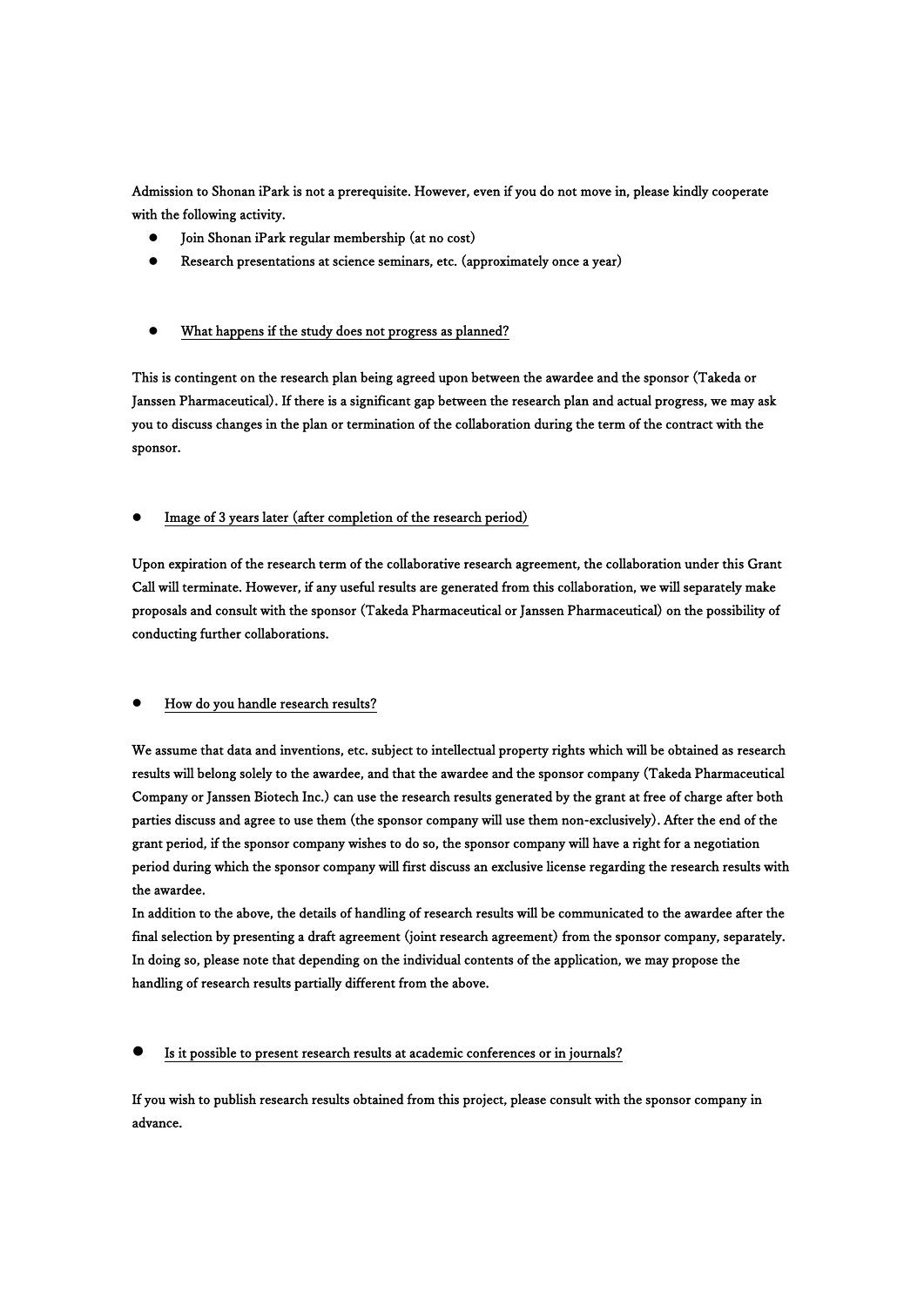Admission to Shonan iPark is not a prerequisite. However, even if you do not move in, please kindly cooperate with the following activity.

- Join Shonan iPark regular membership (at no cost)
- Research presentations at science seminars, etc. (approximately once a year)

- <u>What happens if the study does not progress as planned?</u>

This is contingent on the research plan being agreed upon between the awardee and the sponsor (Takeda or Janssen Pharmaceutical). If there is a significant gap between the research plan and actual progress, we may ask you to discuss changes in the plan or termination of the collaboration during the term of the contract with the sponsor.

- <u>Image of 3 years later (after completion of the research period)</u>

Upon expiration of the research term of the collaborative research agreement, the collaboration under this Grant Call will terminate. However, if any useful results are generated from this collaboration, we will separately make proposals and consult with the sponsor (Takeda Pharmaceutical or Janssen Pharmaceutical) on the possibility of conducting further collaborations.

- <u>How do you handle research results?</u>

We assume that data and inventions, etc. subject to intellectual property rights which will be obtained as research results will belong solely to the awardee, and that the awardee and the sponsor company (Takeda Pharmaceutical Company or Janssen Biotech Inc.) can use the research results generated by the grant at free of charge after both parties discuss and agree to use them (the sponsor company will use them non-exclusively). After the end of the grant period, if the sponsor company wishes to do so, the sponsor company will have a right for a negotiation period during which the sponsor company will first discuss an exclusive license regarding the research results with the awardee.
In addition to the above, the details of handling of research results will be communicated to the awardee after the final selection by presenting a draft agreement (joint research agreement) from the sponsor company, separately. In doing so, please note that depending on the individual contents of the application, we may propose the handling of research results partially different from the above.

- <u>Is it possible to present research results at academic conferences or in journals?</u>

If you wish to publish research results obtained from this project, please consult with the sponsor company in advance.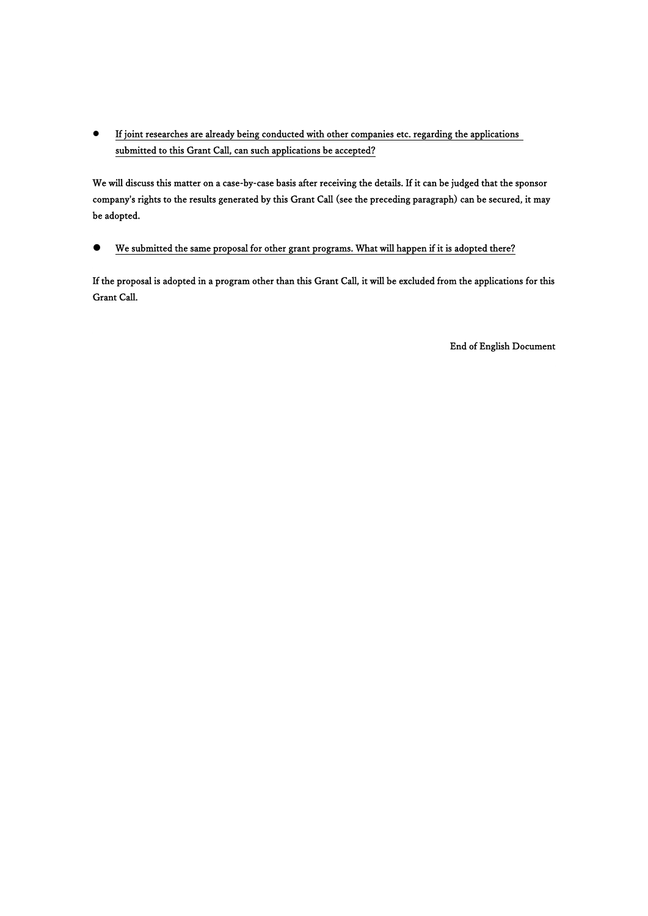- <u>If joint researches are already being conducted with other companies etc. regarding the applications submitted to this Grant Call, can such applications be accepted?</u>

We will discuss this matter on a case-by-case basis after receiving the details. If it can be judged that the sponsor company's rights to the results generated by this Grant Call (see the preceding paragraph) can be secured, it may be adopted.

- <u>We submitted the same proposal for other grant programs. What will happen if it is adopted there?</u>

If the proposal is adopted in a program other than this Grant Call, it will be excluded from the applications for this Grant Call.

End of English Document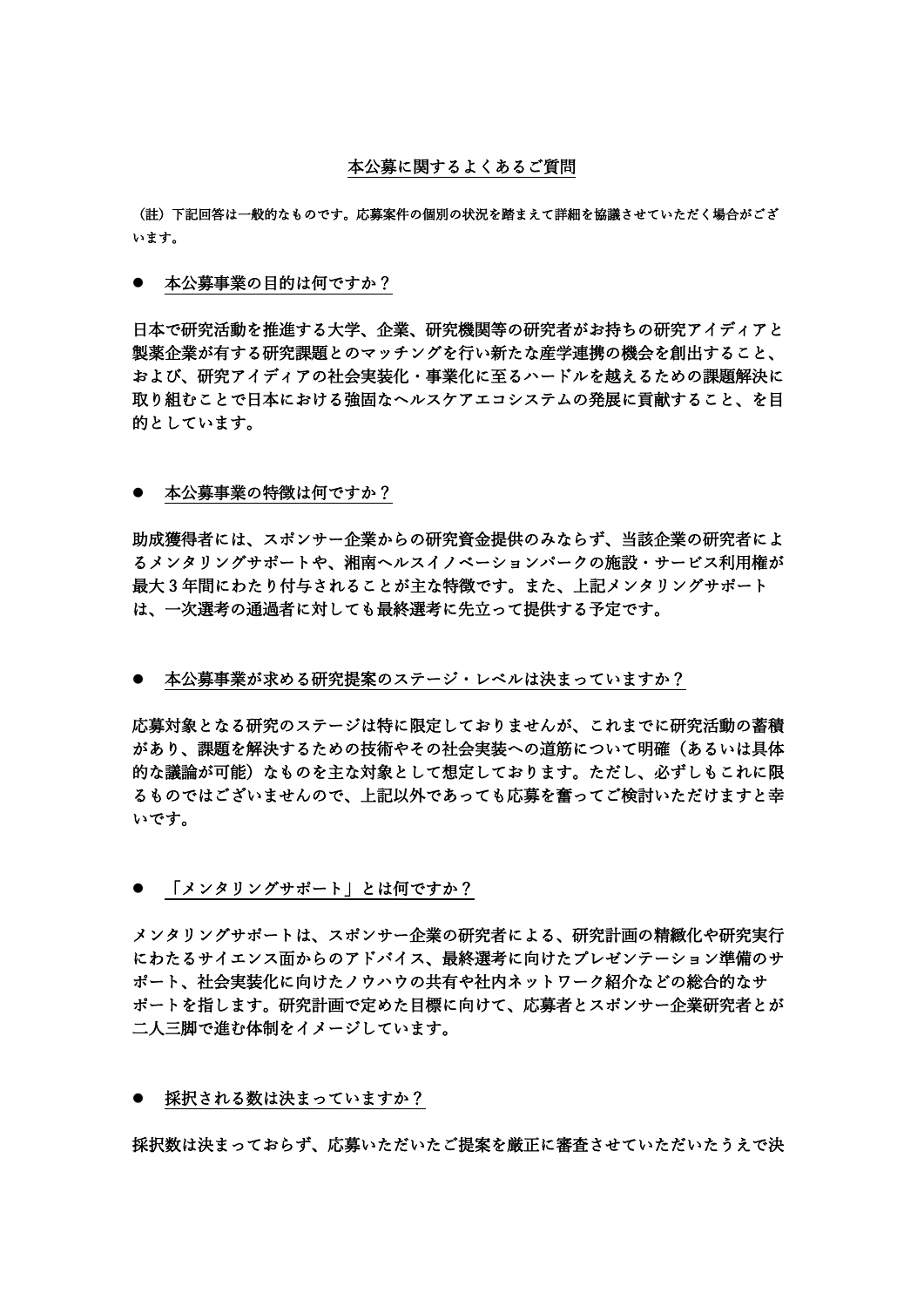# 本公募に関するよくあるご質問

（註）下記回答は一般的なものです。応募案件の個別の状況を踏まえて詳細を協議させていただく場合がございます。

- **本公募事業の目的は何ですか？**

日本で研究活動を推進する大学、企業、研究機関等の研究者がお持ちの研究アイディアと製薬企業が有する研究課題とのマッチングを行い新たな産学連携の機会を創出すること、および、研究アイディアの社会実装化・事業化に至るハードルを越えるための課題解決に取り組むことで日本における強固なヘルスケアエコシステムの発展に貢献すること、を目的としています。

- **本公募事業の特徴は何ですか？**

助成獲得者には、スポンサー企業からの研究資金提供のみならず、当該企業の研究者によるメンタリングサポートや、湘南ヘルスイノベーションパークの施設・サービス利用権が最大 3 年間にわたり付与されることが主な特徴です。また、上記メンタリングサポートは、一次選考の通過者に対しても最終選考に先立って提供する予定です。

- **本公募事業が求める研究提案のステージ・レベルは決まっていますか？**

応募対象となる研究のステージは特に限定しておりませんが、これまでに研究活動の蓄積があり、課題を解決するための技術やその社会実装への道筋について明確（あるいは具体的な議論が可能）なものを主な対象として想定しております。ただし、必ずしもこれに限るものではございませんので、上記以外であっても応募を奮ってご検討いただけますと幸いです。

- **「メンタリングサポート」とは何ですか？**

メンタリングサポートは、スポンサー企業の研究者による、研究計画の精緻化や研究実行にわたるサイエンス面からのアドバイス、最終選考に向けたプレゼンテーション準備のサポート、社会実装化に向けたノウハウの共有や社内ネットワーク紹介などの総合的なサポートを指します。研究計画で定めた目標に向けて、応募者とスポンサー企業研究者とが二人三脚で進む体制をイメージしています。

- **採択される数は決まっていますか？**

採択数は決まっておらず、応募いただいたご提案を厳正に審査させていただいたうえで決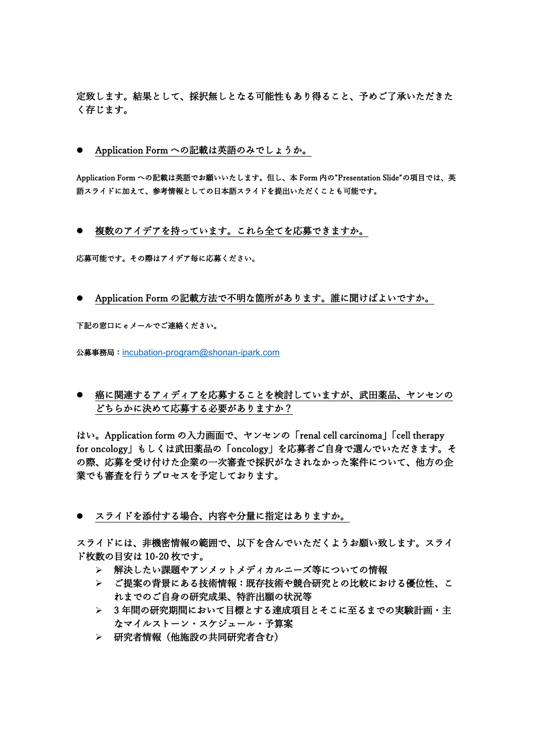定致します。結果として、採択無しとなる可能性もあり得ること、予めご了承いただきたく存じます。

- Application Form への記載は英語のみでしょうか。

Application Form への記載は英語でお願いいたします。但し、本 Form 内の"Presentation Slide"の項目では、英語スライドに加えて、参考情報としての日本語スライドを提出いただくことも可能です。

- 複数のアイデアを持っています。これら全てを応募できますか。

応募可能です。その際はアイデア毎に応募ください。

- Application Form の記載方法で不明な箇所があります。誰に聞けばよいですか。

下記の窓口に e メールでご連絡ください。

公募事務局：incubation-program@shonan-ipark.com

- 癌に関連するアィディアを応募することを検討していますが、武田薬品、ヤンセンのどちらかに決めて応募する必要がありますか？

はい。Application form の入力画面で、ヤンセンの「renal cell carcinoma」「cell therapy for oncology」もしくは武田薬品の「oncology」を応募者ご自身で選んでいただきます。その際、応募を受け付けた企業の一次審査で採択がなされなかった案件について、他方の企業でも審査を行うプロセスを予定しております。

- スライドを添付する場合、内容や分量に指定はありますか。

スライドには、非機密情報の範囲で、以下を含んでいただくようお願い致します。スライド枚数の目安は 10-20 枚です。

- 解決したい課題やアンメットメディカルニーズ等についての情報
- ご提案の背景にある技術情報：既存技術や競合研究との比較における優位性、これまでのご自身の研究成果、特許出願の状況等
- 3 年間の研究期間において目標とする達成項目とそこに至るまでの実験計画・主なマイルストーン・スケジュール・予算案
- 研究者情報（他施設の共同研究者含む）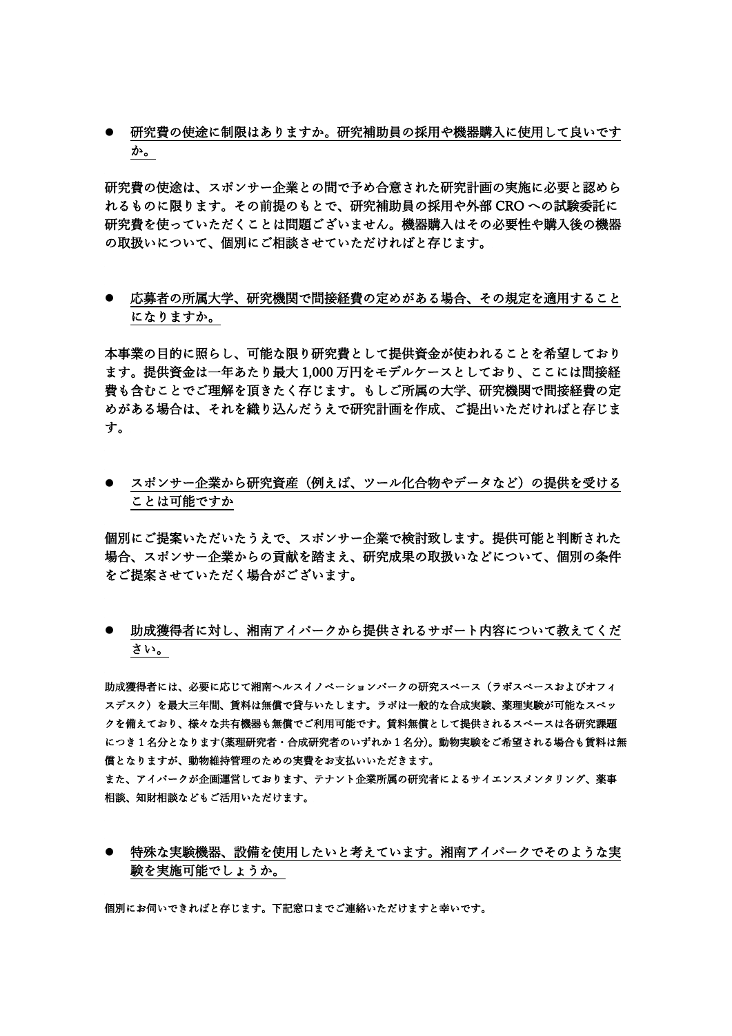- 研究費の使途に制限はありますか。研究補助員の採用や機器購入に使用して良いですか。

研究費の使途は、スポンサー企業との間で予め合意された研究計画の実施に必要と認められるものに限ります。その前提のもとで、研究補助員の採用や外部 CRO への試験委託に研究費を使っていただくことは問題ございません。機器購入はその必要性や購入後の機器の取扱いについて、個別にご相談させていただければと存じます。

- 応募者の所属大学、研究機関で間接経費の定めがある場合、その規定を適用することになりますか。

本事業の目的に照らし、可能な限り研究費として提供資金が使われることを希望しております。提供資金は一年あたり最大 1,000 万円をモデルケースとしており、ここには間接経費も含むことでご理解を頂きたく存じます。もしご所属の大学、研究機関で間接経費の定めがある場合は、それを織り込んだうえで研究計画を作成、ご提出いただければと存じます。

- スポンサー企業から研究資産（例えば、ツール化合物やデータなど）の提供を受けることは可能ですか

個別にご提案いただいたうえで、スポンサー企業で検討致します。提供可能と判断された場合、スポンサー企業からの貢献を踏まえ、研究成果の取扱いなどについて、個別の条件をご提案させていただく場合がございます。

- 助成獲得者に対し、湘南アイパークから提供されるサポート内容について教えてください。

助成獲得者には、必要に応じて湘南ヘルスイノベーションパークの研究スペース（ラボスペースおよびオフィスデスク）を最大三年間、賃料は無償で貸与いたします。ラボは一般的な合成実験、薬理実験が可能なスペックを備えており、様々な共有機器も無償でご利用可能です。賃料無償として提供されるスペースは各研究課題につき 1 名分となります(薬理研究者・合成研究者のいずれか 1 名分)。動物実験をご希望される場合も賃料は無償となりますが、動物維持管理のための実費をお支払いいただきます。
また、アイパークが企画運営しております、テナント企業所属の研究者によるサイエンスメンタリング、薬事相談、知財相談などもご活用いただけます。

- 特殊な実験機器、設備を使用したいと考えています。湘南アイパークでそのような実験を実施可能でしょうか。

個別にお伺いできればと存じます。下記窓口までご連絡いただけますと幸いです。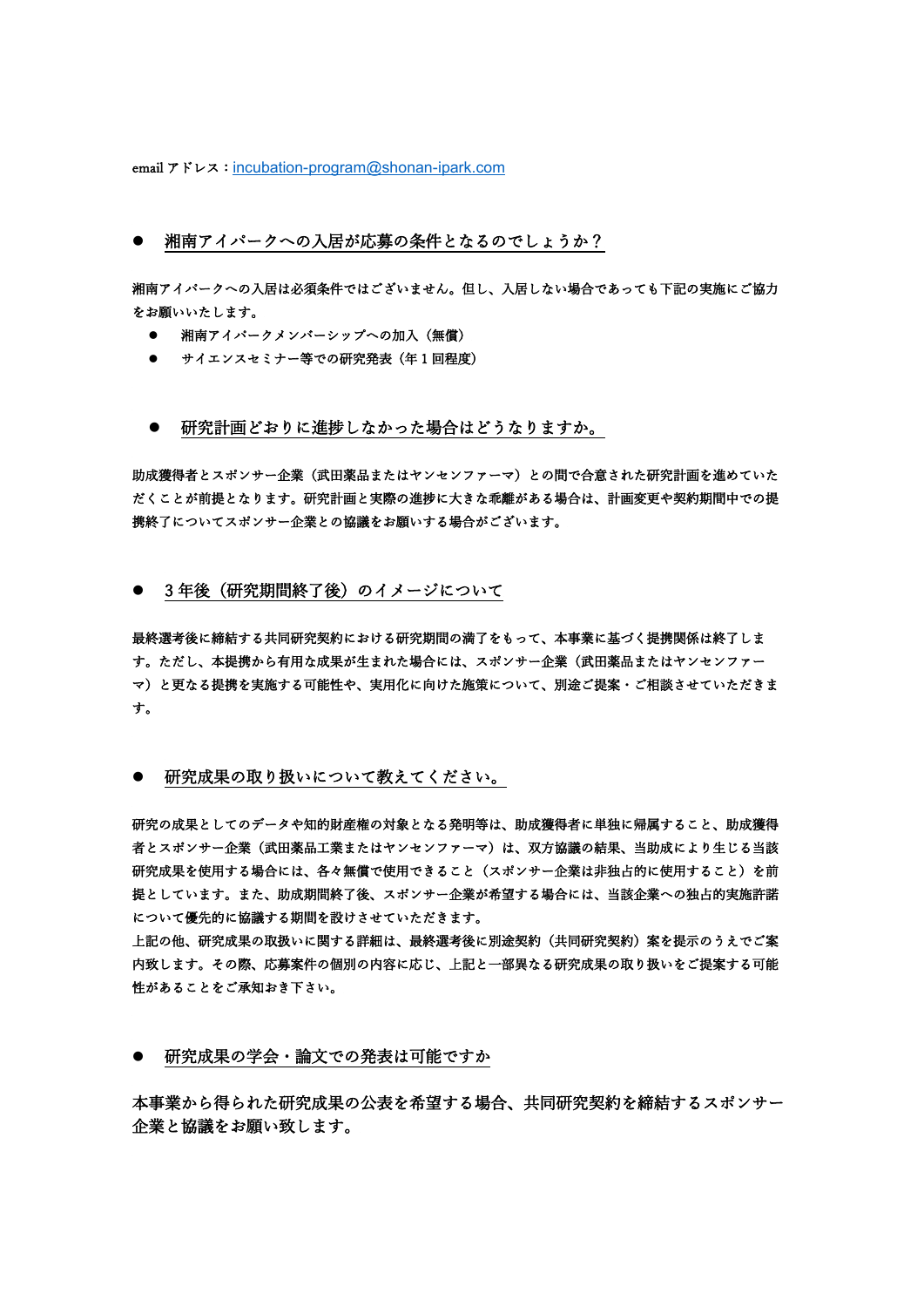email アドレス：incubation-program@shonan-ipark.com

## 湘南アイパークへの入居が応募の条件となるのでしょうか？

湘南アイパークへの入居は必須条件ではございません。但し、入居しない場合であっても下記の実施にご協力をお願いいたします。

- 湘南アイパークメンバーシップへの加入（無償）
- サイエンスセミナー等での研究発表（年 1 回程度）

## 研究計画どおりに進捗しなかった場合はどうなりますか。

助成獲得者とスポンサー企業（武田薬品またはヤンセンファーマ）との間で合意された研究計画を進めていただくことが前提となります。研究計画と実際の進捗に大きな乖離がある場合は、計画変更や契約期間中での提携終了についてスポンサー企業との協議をお願いする場合がございます。

## 3 年後（研究期間終了後）のイメージについて

最終選考後に締結する共同研究契約における研究期間の満了をもって、本事業に基づく提携関係は終了します。ただし、本提携から有用な成果が生まれた場合には、スポンサー企業（武田薬品またはヤンセンファーマ）と更なる提携を実施する可能性や、実用化に向けた施策について、別途ご提案・ご相談させていただきます。

## 研究成果の取り扱いについて教えてください。

研究の成果としてのデータや知的財産権の対象となる発明等は、助成獲得者に単独に帰属すること、助成獲得者とスポンサー企業（武田薬品工業またはヤンセンファーマ）は、双方協議の結果、当助成により生じる当該研究成果を使用する場合には、各々無償で使用できること（スポンサー企業は非独占的に使用すること）を前提としています。また、助成期間終了後、スポンサー企業が希望する場合には、当該企業への独占的実施許諾について優先的に協議する期間を設けさせていただきます。

上記の他、研究成果の取扱いに関する詳細は、最終選考後に別途契約（共同研究契約）案を提示のうえでご案内致します。その際、応募案件の個別の内容に応じ、上記と一部異なる研究成果の取り扱いをご提案する可能性があることをご承知おき下さい。

## 研究成果の学会・論文での発表は可能ですか

本事業から得られた研究成果の公表を希望する場合、共同研究契約を締結するスポンサー企業と協議をお願い致します。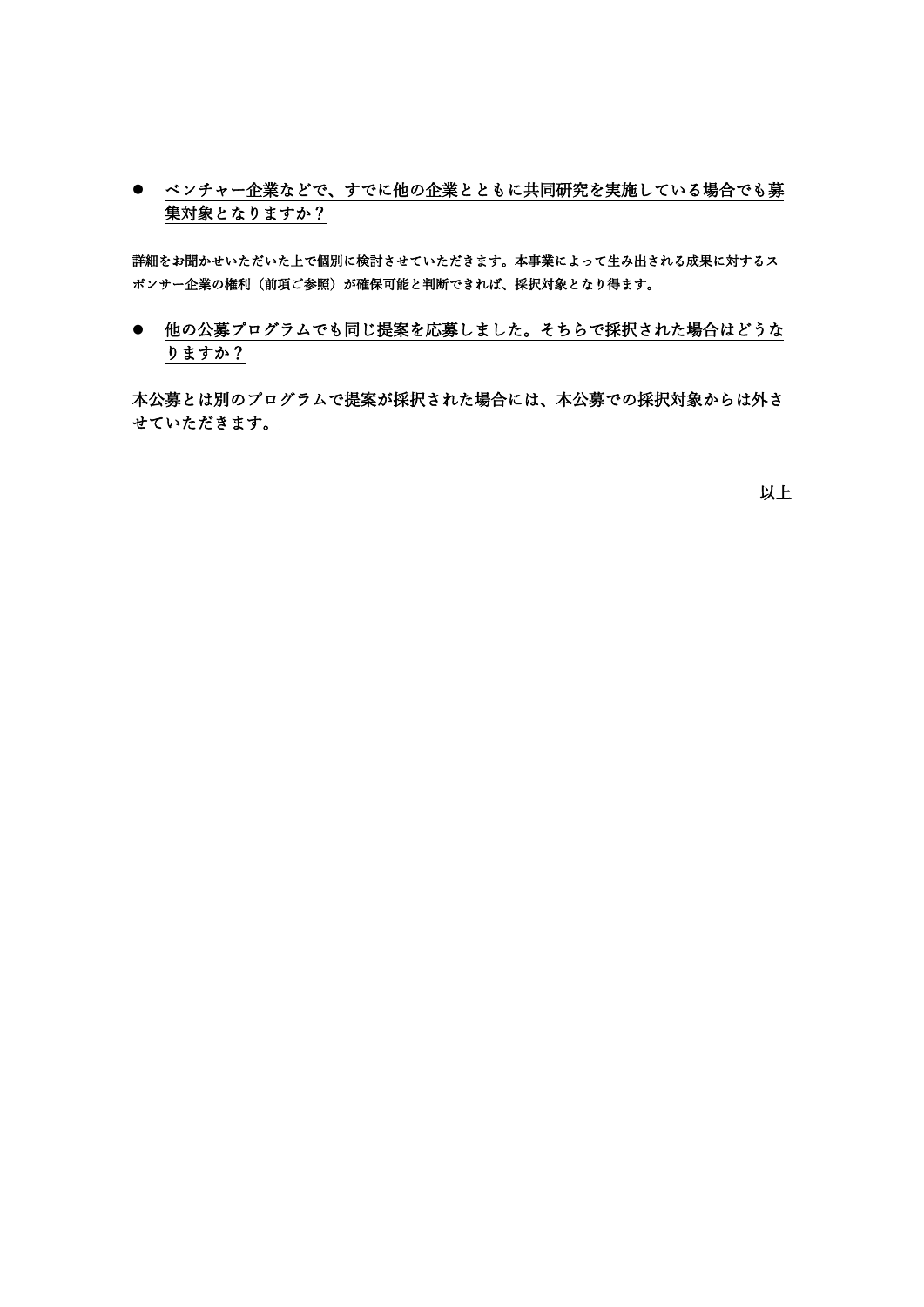- **ベンチャー企業などで、すでに他の企業とともに共同研究を実施している場合でも募集対象となりますか？**

詳細をお聞かせいただいた上で個別に検討させていただきます。本事業によって生み出される成果に対するスポンサー企業の権利（前項ご参照）が確保可能と判断できれば、採択対象となり得ます。

- **他の公募プログラムでも同じ提案を応募しました。そちらで採択された場合はどうなりますか？**

本公募とは別のプログラムで提案が採択された場合には、本公募での採択対象からは外させていただきます。

以上